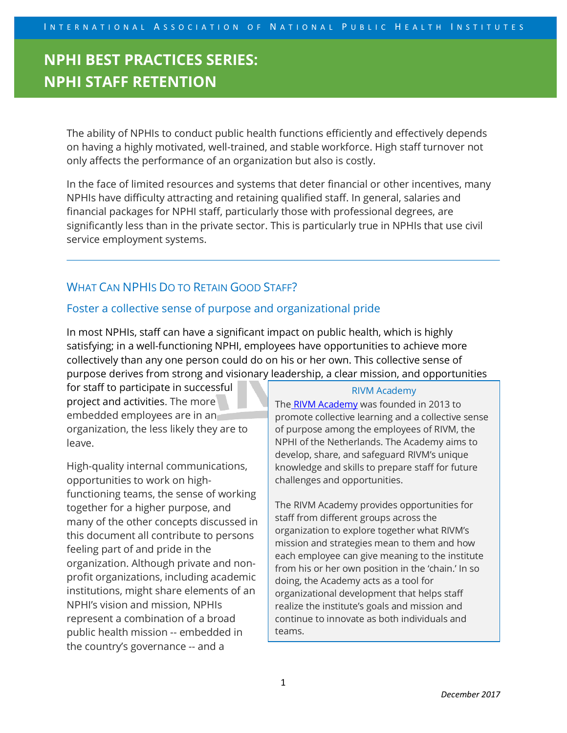# NPHI BEST PRACTICES SERIES: NPHI STAFF RETENTION

The ability of NPHIs to conduct public health functions efficiently and effectively depends on having a highly motivated, well-trained, and stable workforce. High staff turnover not only affects the performance of an organization but also is costly.

In the face of limited resources and systems that deter financial or other incentives, many NPHIs have difficulty attracting and retaining qualified staff. In general, salaries and financial packages for NPHI staff, particularly those with professional degrees, are significantly less than in the private sector. This is particularly true in NPHIs that use civil service employment systems.

---

## What Can NPHIs Do to Retain Good Staff?

### Foster a collective sense of purpose and organizational pride

In most NPHIs, staff can have a significant impact on public health, which is highly satisfying; in a well-functioning NPHI, employees have opportunities to achieve more collectively than any one person could do on his or her own. This collective sense of purpose derives from strong and visionary leadership, a clear mission, and opportunities for staff to participate in successful project and activities. The more embedded employees are in an organization, the less likely they are to leave.

High-quality internal communications, opportunities to work on high-functioning teams, the sense of working together for a higher purpose, and many of the other concepts discussed in this document all contribute to persons feeling part of and pride in the organization. Although private and non-profit organizations, including academic institutions, might share elements of an NPHI's vision and mission, NPHIs represent a combination of a broad public health mission -- embedded in the country's governance -- and a

> **RIVM Academy**
>
> The RIVM Academy was founded in 2013 to promote collective learning and a collective sense of purpose among the employees of RIVM, the NPHI of the Netherlands. The Academy aims to develop, share, and safeguard RIVM's unique knowledge and skills to prepare staff for future challenges and opportunities.
>
> The RIVM Academy provides opportunities for staff from different groups across the organization to explore together what RIVM's mission and strategies mean to them and how each employee can give meaning to the institute from his or her own position in the 'chain.' In so doing, the Academy acts as a tool for organizational development that helps staff realize the institute's goals and mission and continue to innovate as both individuals and teams.

*December 2017*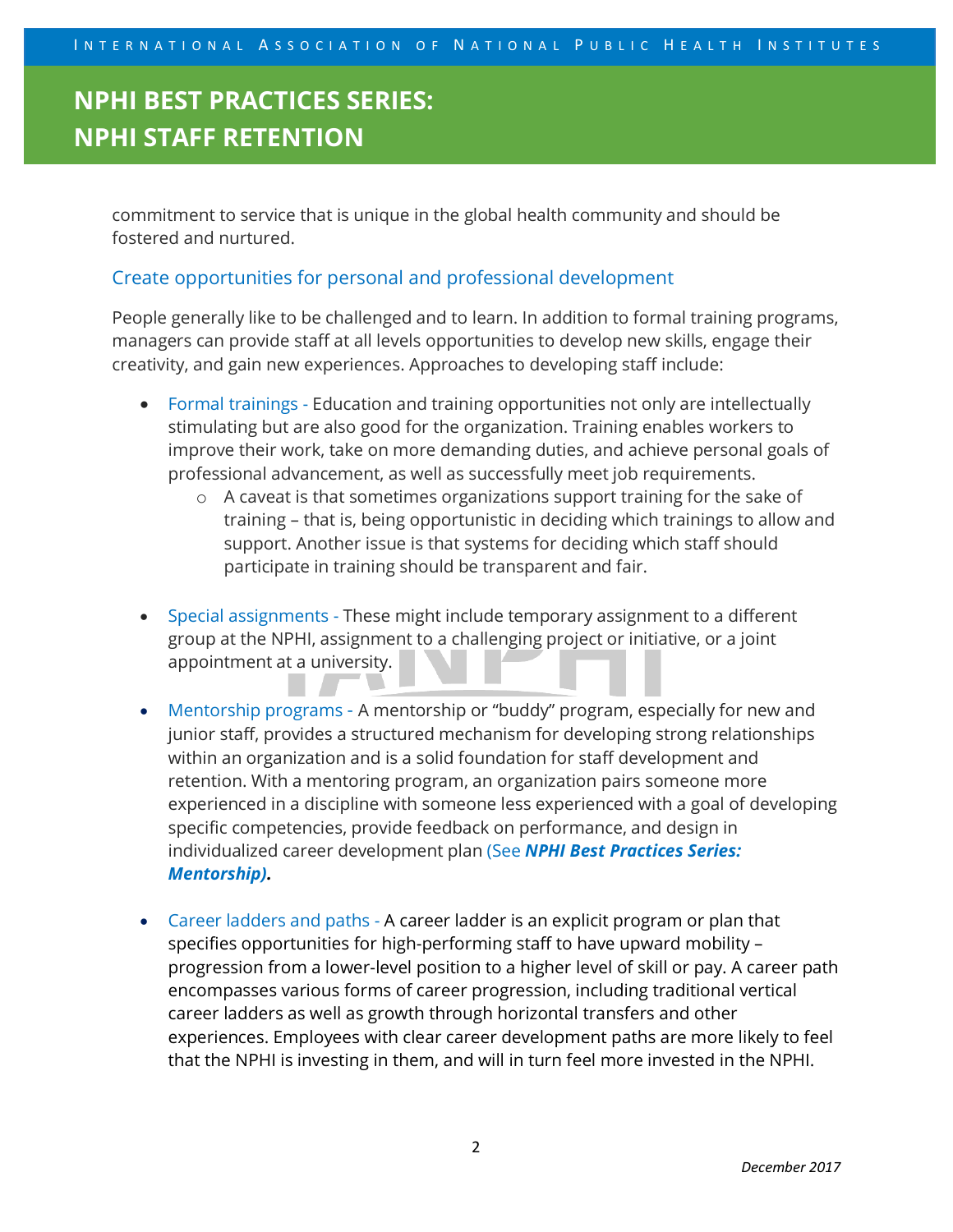commitment to service that is unique in the global health community and should be fostered and nurtured.

### Create opportunities for personal and professional development

People generally like to be challenged and to learn. In addition to formal training programs, managers can provide staff at all levels opportunities to develop new skills, engage their creativity, and gain new experiences. Approaches to developing staff include:

- Formal trainings - Education and training opportunities not only are intellectually stimulating but are also good for the organization. Training enables workers to improve their work, take on more demanding duties, and achieve personal goals of professional advancement, as well as successfully meet job requirements.
    - A caveat is that sometimes organizations support training for the sake of training – that is, being opportunistic in deciding which trainings to allow and support. Another issue is that systems for deciding which staff should participate in training should be transparent and fair.

- Special assignments - These might include temporary assignment to a different group at the NPHI, assignment to a challenging project or initiative, or a joint appointment at a university.

- Mentorship programs - A mentorship or "buddy" program, especially for new and junior staff, provides a structured mechanism for developing strong relationships within an organization and is a solid foundation for staff development and retention. With a mentoring program, an organization pairs someone more experienced in a discipline with someone less experienced with a goal of developing specific competencies, provide feedback on performance, and design in individualized career development plan (See ***NPHI Best Practices Series: Mentorship)***.

- Career ladders and paths - A career ladder is an explicit program or plan that specifies opportunities for high-performing staff to have upward mobility – progression from a lower-level position to a higher level of skill or pay. A career path encompasses various forms of career progression, including traditional vertical career ladders as well as growth through horizontal transfers and other experiences. Employees with clear career development paths are more likely to feel that the NPHI is investing in them, and will in turn feel more invested in the NPHI.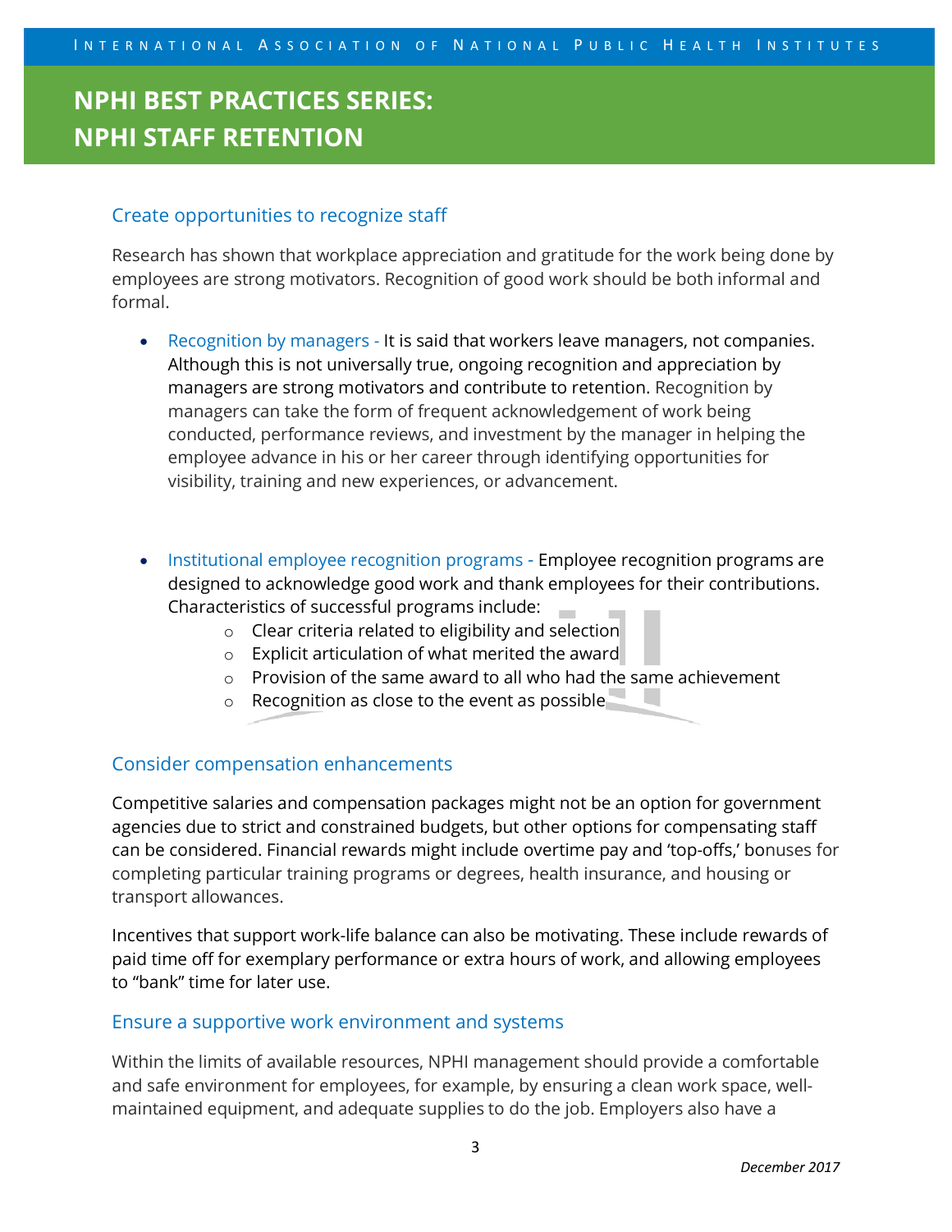### Create opportunities to recognize staff

Research has shown that workplace appreciation and gratitude for the work being done by employees are strong motivators. Recognition of good work should be both informal and formal.

- Recognition by managers - It is said that workers leave managers, not companies. Although this is not universally true, ongoing recognition and appreciation by managers are strong motivators and contribute to retention. Recognition by managers can take the form of frequent acknowledgement of work being conducted, performance reviews, and investment by the manager in helping the employee advance in his or her career through identifying opportunities for visibility, training and new experiences, or advancement.

- Institutional employee recognition programs - Employee recognition programs are designed to acknowledge good work and thank employees for their contributions. Characteristics of successful programs include:
    - Clear criteria related to eligibility and selection
    - Explicit articulation of what merited the award
    - Provision of the same award to all who had the same achievement
    - Recognition as close to the event as possible

### Consider compensation enhancements

Competitive salaries and compensation packages might not be an option for government agencies due to strict and constrained budgets, but other options for compensating staff can be considered. Financial rewards might include overtime pay and 'top-offs,' bonuses for completing particular training programs or degrees, health insurance, and housing or transport allowances.

Incentives that support work-life balance can also be motivating. These include rewards of paid time off for exemplary performance or extra hours of work, and allowing employees to "bank" time for later use.

### Ensure a supportive work environment and systems

Within the limits of available resources, NPHI management should provide a comfortable and safe environment for employees, for example, by ensuring a clean work space, well-maintained equipment, and adequate supplies to do the job. Employers also have a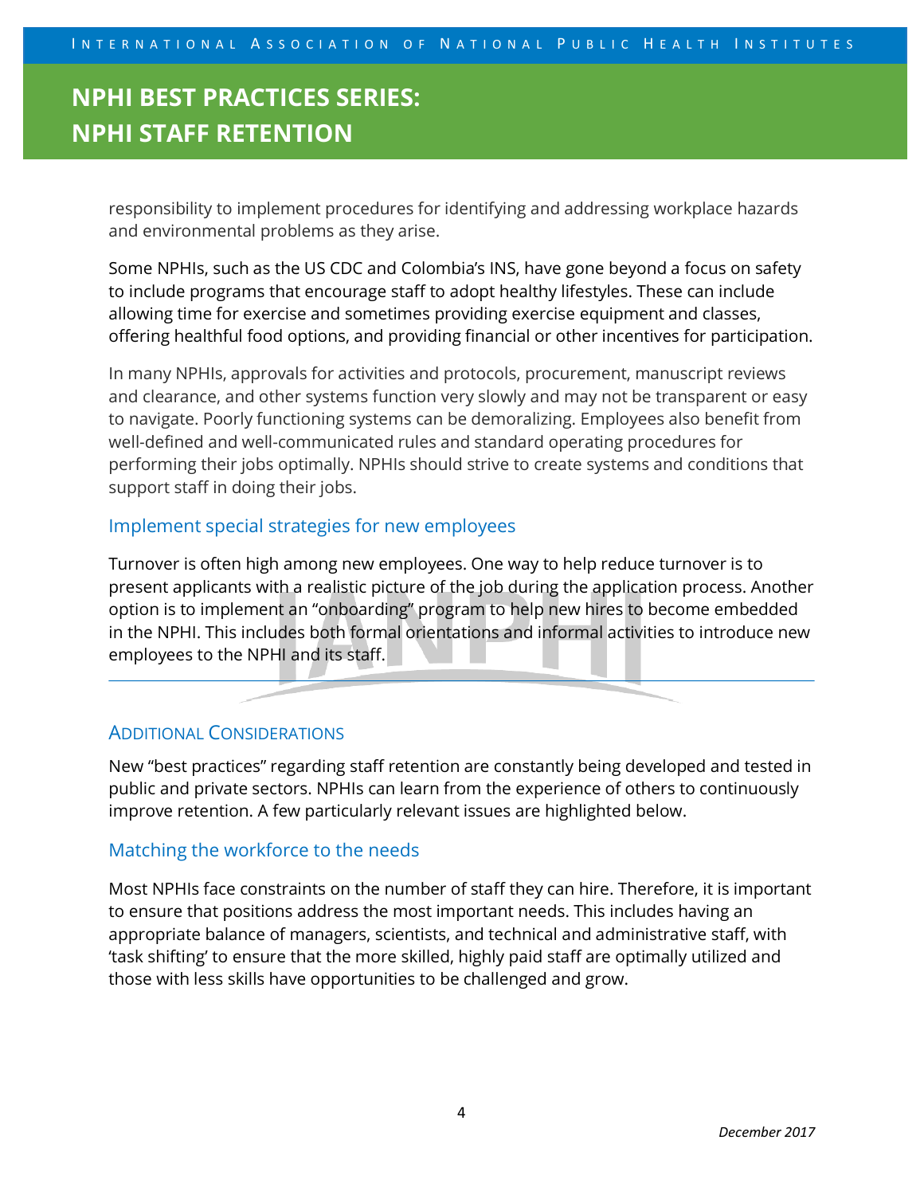responsibility to implement procedures for identifying and addressing workplace hazards and environmental problems as they arise.

Some NPHIs, such as the US CDC and Colombia's INS, have gone beyond a focus on safety to include programs that encourage staff to adopt healthy lifestyles. These can include allowing time for exercise and sometimes providing exercise equipment and classes, offering healthful food options, and providing financial or other incentives for participation.

In many NPHIs, approvals for activities and protocols, procurement, manuscript reviews and clearance, and other systems function very slowly and may not be transparent or easy to navigate. Poorly functioning systems can be demoralizing. Employees also benefit from well-defined and well-communicated rules and standard operating procedures for performing their jobs optimally. NPHIs should strive to create systems and conditions that support staff in doing their jobs.

### Implement special strategies for new employees

Turnover is often high among new employees. One way to help reduce turnover is to present applicants with a realistic picture of the job during the application process. Another option is to implement an "onboarding" program to help new hires to become embedded in the NPHI. This includes both formal orientations and informal activities to introduce new employees to the NPHI and its staff.

---

## Additional Considerations

New "best practices" regarding staff retention are constantly being developed and tested in public and private sectors. NPHIs can learn from the experience of others to continuously improve retention. A few particularly relevant issues are highlighted below.

### Matching the workforce to the needs

Most NPHIs face constraints on the number of staff they can hire. Therefore, it is important to ensure that positions address the most important needs. This includes having an appropriate balance of managers, scientists, and technical and administrative staff, with 'task shifting' to ensure that the more skilled, highly paid staff are optimally utilized and those with less skills have opportunities to be challenged and grow.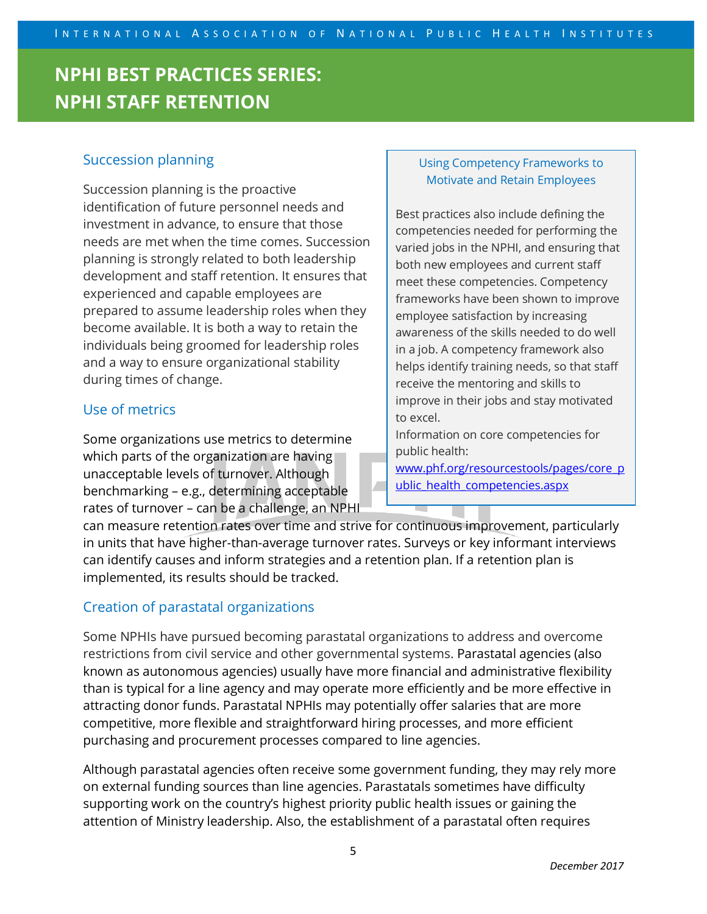## Succession planning

Succession planning is the proactive identification of future personnel needs and investment in advance, to ensure that those needs are met when the time comes. Succession planning is strongly related to both leadership development and staff retention. It ensures that experienced and capable employees are prepared to assume leadership roles when they become available. It is both a way to retain the individuals being groomed for leadership roles and a way to ensure organizational stability during times of change.

> **Using Competency Frameworks to Motivate and Retain Employees**
>
> Best practices also include defining the competencies needed for performing the varied jobs in the NPHI, and ensuring that both new employees and current staff meet these competencies. Competency frameworks have been shown to improve employee satisfaction by increasing awareness of the skills needed to do well in a job. A competency framework also helps identify training needs, so that staff receive the mentoring and skills to improve in their jobs and stay motivated to excel.
>
> Information on core competencies for public health:
> www.phf.org/resourcestools/pages/core_public_health_competencies.aspx

## Use of metrics

Some organizations use metrics to determine which parts of the organization are having unacceptable levels of turnover. Although benchmarking – e.g., determining acceptable rates of turnover – can be a challenge, an NPHI can measure retention rates over time and strive for continuous improvement, particularly in units that have higher-than-average turnover rates. Surveys or key informant interviews can identify causes and inform strategies and a retention plan. If a retention plan is implemented, its results should be tracked.

## Creation of parastatal organizations

Some NPHIs have pursued becoming parastatal organizations to address and overcome restrictions from civil service and other governmental systems. Parastatal agencies (also known as autonomous agencies) usually have more financial and administrative flexibility than is typical for a line agency and may operate more efficiently and be more effective in attracting donor funds. Parastatal NPHIs may potentially offer salaries that are more competitive, more flexible and straightforward hiring processes, and more efficient purchasing and procurement processes compared to line agencies.

Although parastatal agencies often receive some government funding, they may rely more on external funding sources than line agencies. Parastatals sometimes have difficulty supporting work on the country's highest priority public health issues or gaining the attention of Ministry leadership. Also, the establishment of a parastatal often requires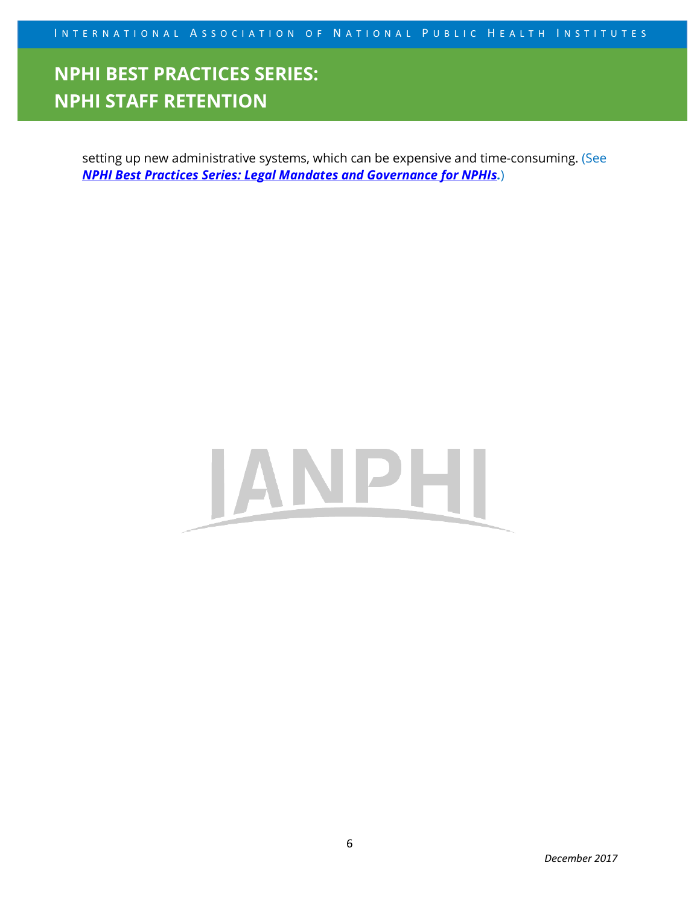setting up new administrative systems, which can be expensive and time-consuming. (See ***NPHI Best Practices Series: Legal Mandates and Governance for NPHIs***.)